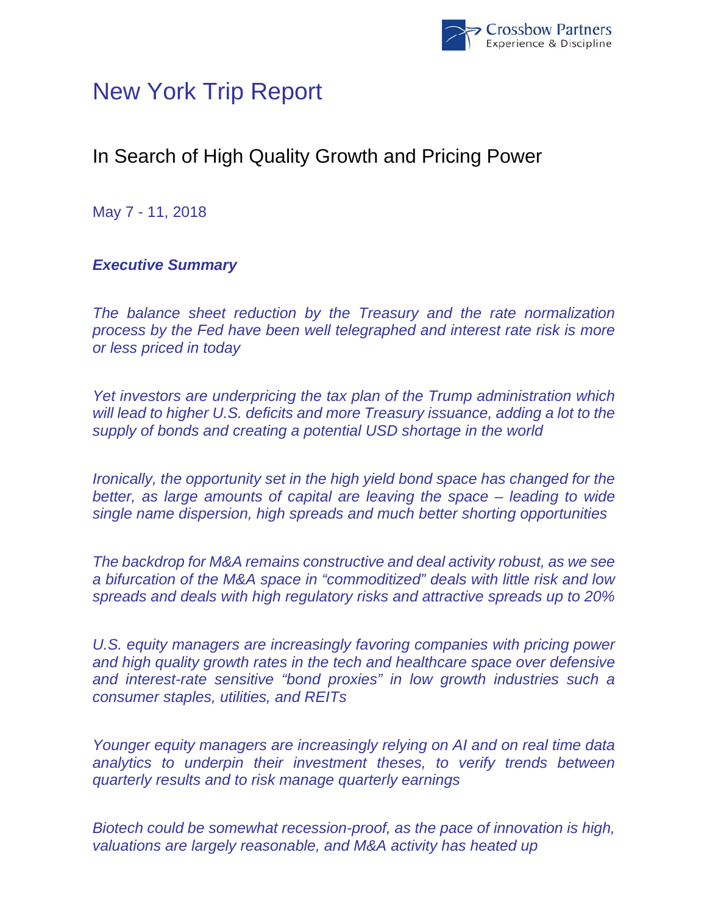Crossbow Partners
Experience & Discipline

# New York Trip Report

## In Search of High Quality Growth and Pricing Power

May 7 - 11, 2018

***Executive Summary***

*The balance sheet reduction by the Treasury and the rate normalization process by the Fed have been well telegraphed and interest rate risk is more or less priced in today*

*Yet investors are underpricing the tax plan of the Trump administration which will lead to higher U.S. deficits and more Treasury issuance, adding a lot to the supply of bonds and creating a potential USD shortage in the world*

*Ironically, the opportunity set in the high yield bond space has changed for the better, as large amounts of capital are leaving the space – leading to wide single name dispersion, high spreads and much better shorting opportunities*

*The backdrop for M&A remains constructive and deal activity robust, as we see a bifurcation of the M&A space in "commoditized" deals with little risk and low spreads and deals with high regulatory risks and attractive spreads up to 20%*

*U.S. equity managers are increasingly favoring companies with pricing power and high quality growth rates in the tech and healthcare space over defensive and interest-rate sensitive "bond proxies" in low growth industries such a consumer staples, utilities, and REITs*

*Younger equity managers are increasingly relying on AI and on real time data analytics to underpin their investment theses, to verify trends between quarterly results and to risk manage quarterly earnings*

*Biotech could be somewhat recession-proof, as the pace of innovation is high, valuations are largely reasonable, and M&A activity has heated up*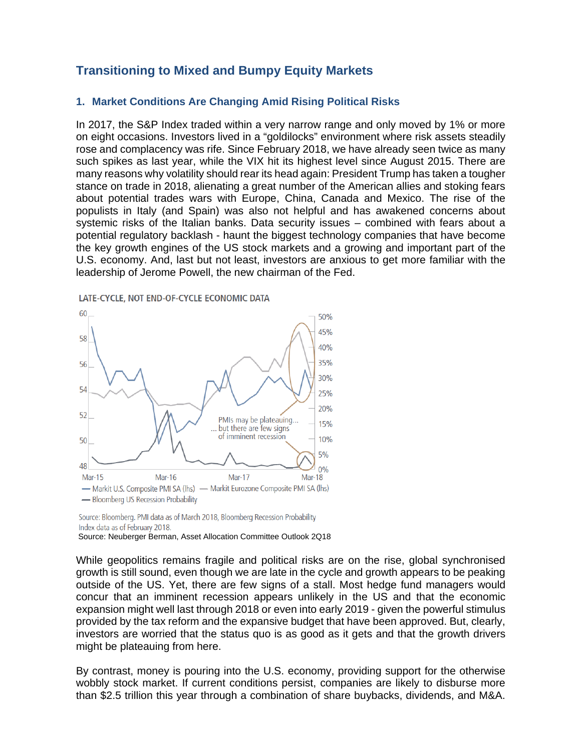## Transitioning to Mixed and Bumpy Equity Markets

### 1. Market Conditions Are Changing Amid Rising Political Risks

In 2017, the S&P Index traded within a very narrow range and only moved by 1% or more on eight occasions. Investors lived in a "goldilocks" environment where risk assets steadily rose and complacency was rife. Since February 2018, we have already seen twice as many such spikes as last year, while the VIX hit its highest level since August 2015. There are many reasons why volatility should rear its head again: President Trump has taken a tougher stance on trade in 2018, alienating a great number of the American allies and stoking fears about potential trades wars with Europe, China, Canada and Mexico. The rise of the populists in Italy (and Spain) was also not helpful and has awakened concerns about systemic risks of the Italian banks. Data security issues – combined with fears about a potential regulatory backlash - haunt the biggest technology companies that have become the key growth engines of the US stock markets and a growing and important part of the U.S. economy. And, last but not least, investors are anxious to get more familiar with the leadership of Jerome Powell, the new chairman of the Fed.

LATE-CYCLE, NOT END-OF-CYCLE ECONOMIC DATA

PMIs may be plateauing... ... but there are few signs of imminent recession

— Markit U.S. Composite PMI SA (lhs) — Markit Eurozone Composite PMI SA (lhs) — Bloomberg US Recession Probability

Source: Bloomberg. PMI data as of March 2018, Bloomberg Recession Probability Index data as of February 2018.

Source: Neuberger Berman, Asset Allocation Committee Outlook 2Q18

While geopolitics remains fragile and political risks are on the rise, global synchronised growth is still sound, even though we are late in the cycle and growth appears to be peaking outside of the US. Yet, there are few signs of a stall. Most hedge fund managers would concur that an imminent recession appears unlikely in the US and that the economic expansion might well last through 2018 or even into early 2019 - given the powerful stimulus provided by the tax reform and the expansive budget that have been approved. But, clearly, investors are worried that the status quo is as good as it gets and that the growth drivers might be plateauing from here.

By contrast, money is pouring into the U.S. economy, providing support for the otherwise wobbly stock market. If current conditions persist, companies are likely to disburse more than $2.5 trillion this year through a combination of share buybacks, dividends, and M&A.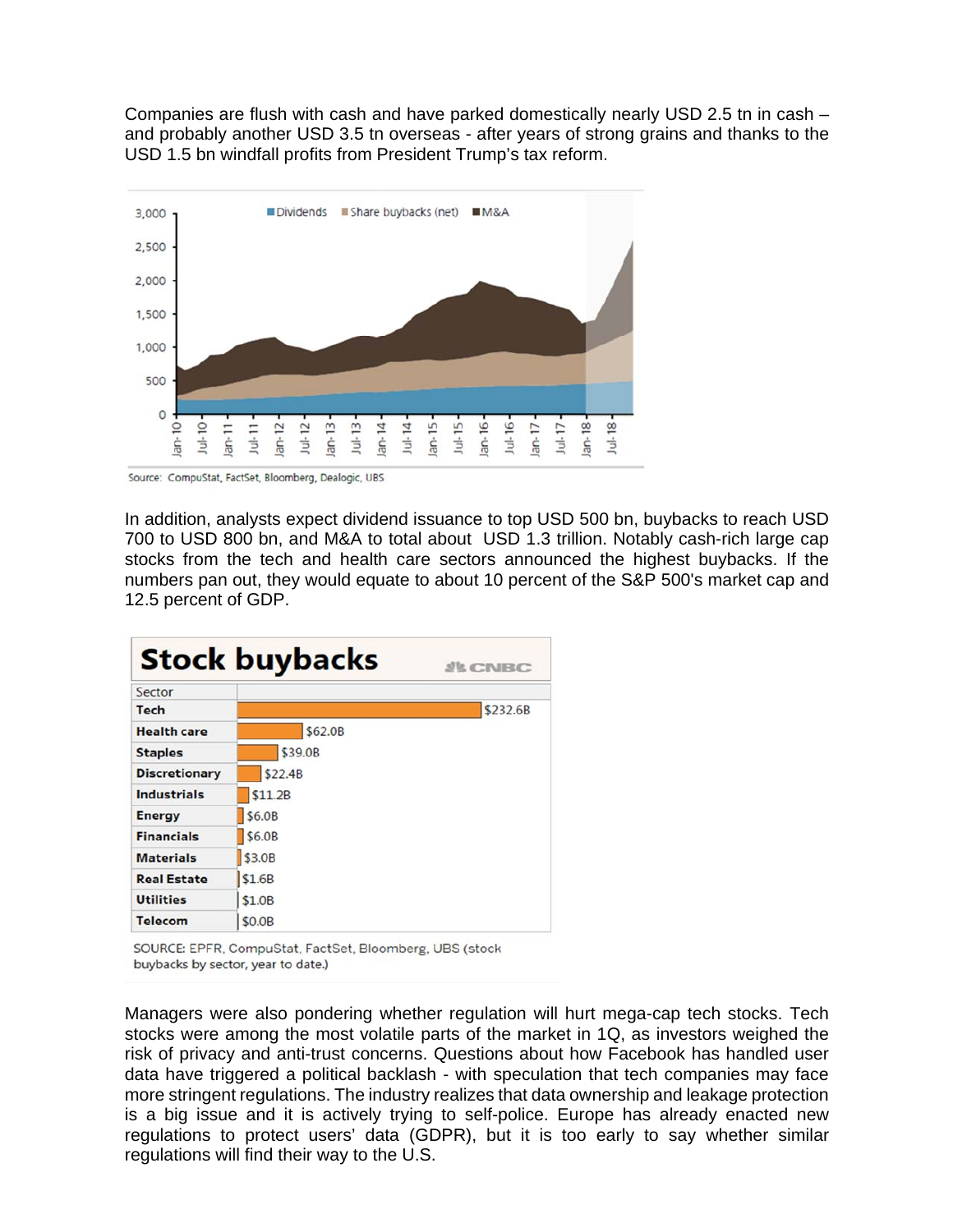Companies are flush with cash and have parked domestically nearly USD 2.5 tn in cash – and probably another USD 3.5 tn overseas - after years of strong grains and thanks to the USD 1.5 bn windfall profits from President Trump's tax reform.

Source: CompuStat, FactSet, Bloomberg, Dealogic, UBS

In addition, analysts expect dividend issuance to top USD 500 bn, buybacks to reach USD 700 to USD 800 bn, and M&A to total about USD 1.3 trillion. Notably cash-rich large cap stocks from the tech and health care sectors announced the highest buybacks. If the numbers pan out, they would equate to about 10 percent of the S&P 500's market cap and 12.5 percent of GDP.

**Stock buybacks**

| Sector | |
|---|---|
| Tech | $232.6B |
| Health care | $62.0B |
| Staples | $39.0B |
| Discretionary | $22.4B |
| Industrials | $11.2B |
| Energy | $6.0B |
| Financials | $6.0B |
| Materials | $3.0B |
| Real Estate | $1.6B |
| Utilities | $1.0B |
| Telecom | $0.0B |

SOURCE: EPFR, CompuStat, FactSet, Bloomberg, UBS (stock buybacks by sector, year to date.)

Managers were also pondering whether regulation will hurt mega-cap tech stocks. Tech stocks were among the most volatile parts of the market in 1Q, as investors weighed the risk of privacy and anti-trust concerns. Questions about how Facebook has handled user data have triggered a political backlash - with speculation that tech companies may face more stringent regulations. The industry realizes that data ownership and leakage protection is a big issue and it is actively trying to self-police. Europe has already enacted new regulations to protect users' data (GDPR), but it is too early to say whether similar regulations will find their way to the U.S.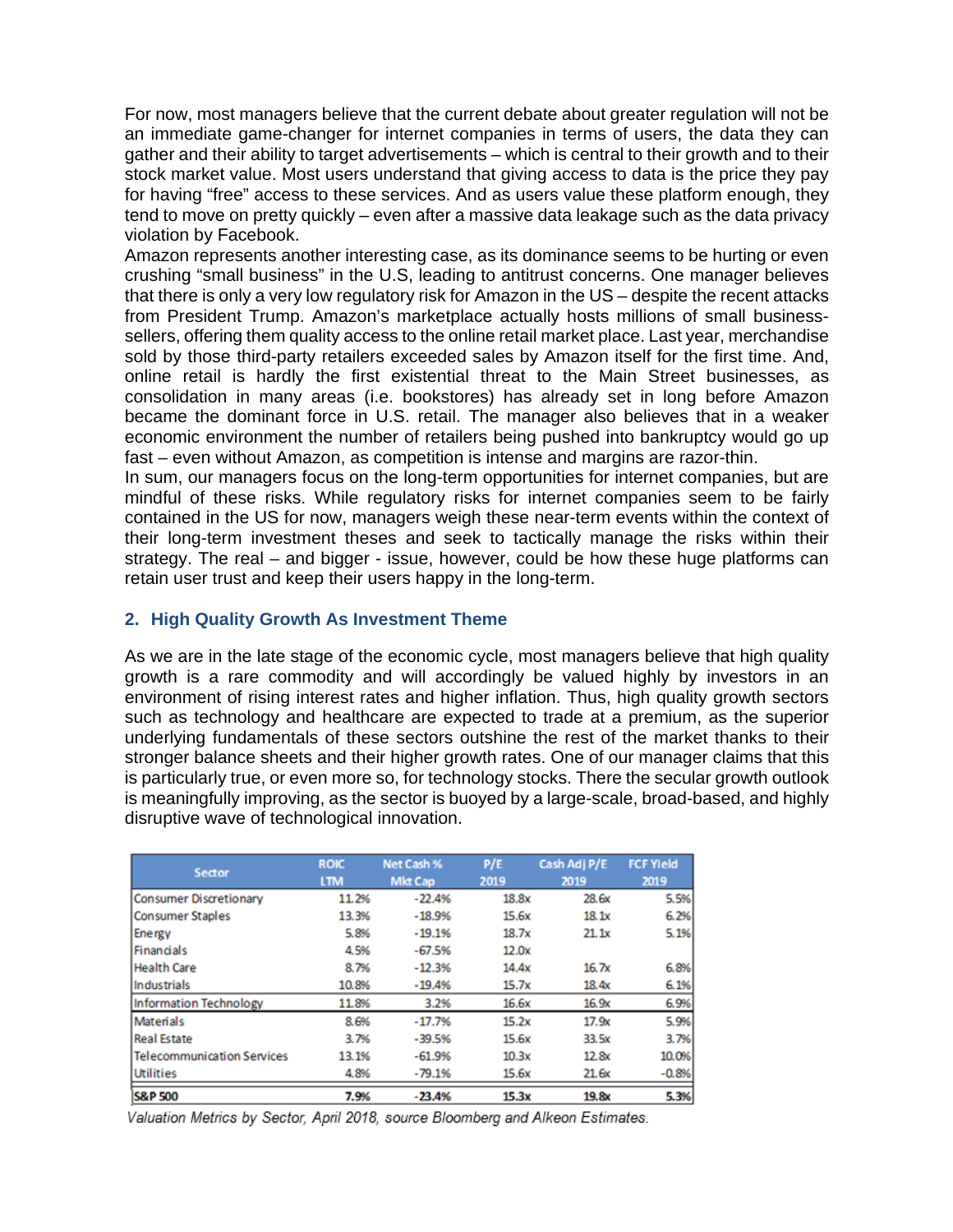For now, most managers believe that the current debate about greater regulation will not be an immediate game-changer for internet companies in terms of users, the data they can gather and their ability to target advertisements – which is central to their growth and to their stock market value. Most users understand that giving access to data is the price they pay for having "free" access to these services. And as users value these platform enough, they tend to move on pretty quickly – even after a massive data leakage such as the data privacy violation by Facebook.

Amazon represents another interesting case, as its dominance seems to be hurting or even crushing "small business" in the U.S, leading to antitrust concerns. One manager believes that there is only a very low regulatory risk for Amazon in the US – despite the recent attacks from President Trump. Amazon's marketplace actually hosts millions of small business-sellers, offering them quality access to the online retail market place. Last year, merchandise sold by those third-party retailers exceeded sales by Amazon itself for the first time. And, online retail is hardly the first existential threat to the Main Street businesses, as consolidation in many areas (i.e. bookstores) has already set in long before Amazon became the dominant force in U.S. retail. The manager also believes that in a weaker economic environment the number of retailers being pushed into bankruptcy would go up fast – even without Amazon, as competition is intense and margins are razor-thin.

In sum, our managers focus on the long-term opportunities for internet companies, but are mindful of these risks. While regulatory risks for internet companies seem to be fairly contained in the US for now, managers weigh these near-term events within the context of their long-term investment theses and seek to tactically manage the risks within their strategy. The real – and bigger - issue, however, could be how these huge platforms can retain user trust and keep their users happy in the long-term.

## 2. High Quality Growth As Investment Theme

As we are in the late stage of the economic cycle, most managers believe that high quality growth is a rare commodity and will accordingly be valued highly by investors in an environment of rising interest rates and higher inflation. Thus, high quality growth sectors such as technology and healthcare are expected to trade at a premium, as the superior underlying fundamentals of these sectors outshine the rest of the market thanks to their stronger balance sheets and their higher growth rates. One of our manager claims that this is particularly true, or even more so, for technology stocks. There the secular growth outlook is meaningfully improving, as the sector is buoyed by a large-scale, broad-based, and highly disruptive wave of technological innovation.

| Sector | ROIC LTM | Net Cash % Mkt Cap | P/E 2019 | Cash Adj P/E 2019 | FCF Yield 2019 |
|---|---|---|---|---|---|
| Consumer Discretionary | 11.2% | -22.4% | 18.8x | 28.6x | 5.5% |
| Consumer Staples | 13.3% | -18.9% | 15.6x | 18.1x | 6.2% |
| Energy | 5.8% | -19.1% | 18.7x | 21.1x | 5.1% |
| Financials | 4.5% | -67.5% | 12.0x | | |
| Health Care | 8.7% | -12.3% | 14.4x | 16.7x | 6.8% |
| Industrials | 10.8% | -19.4% | 15.7x | 18.4x | 6.1% |
| Information Technology | 11.8% | 3.2% | 16.6x | 16.9x | 6.9% |
| Materials | 8.6% | -17.7% | 15.2x | 17.9x | 5.9% |
| Real Estate | 3.7% | -39.5% | 15.6x | 33.5x | 3.7% |
| Telecommunication Services | 13.1% | -61.9% | 10.3x | 12.8x | 10.0% |
| Utilities | 4.8% | -79.1% | 15.6x | 21.6x | -0.8% |
| **S&P 500** | **7.9%** | **-23.4%** | **15.3x** | **19.8x** | **5.3%** |

*Valuation Metrics by Sector, April 2018, source Bloomberg and Alkeon Estimates.*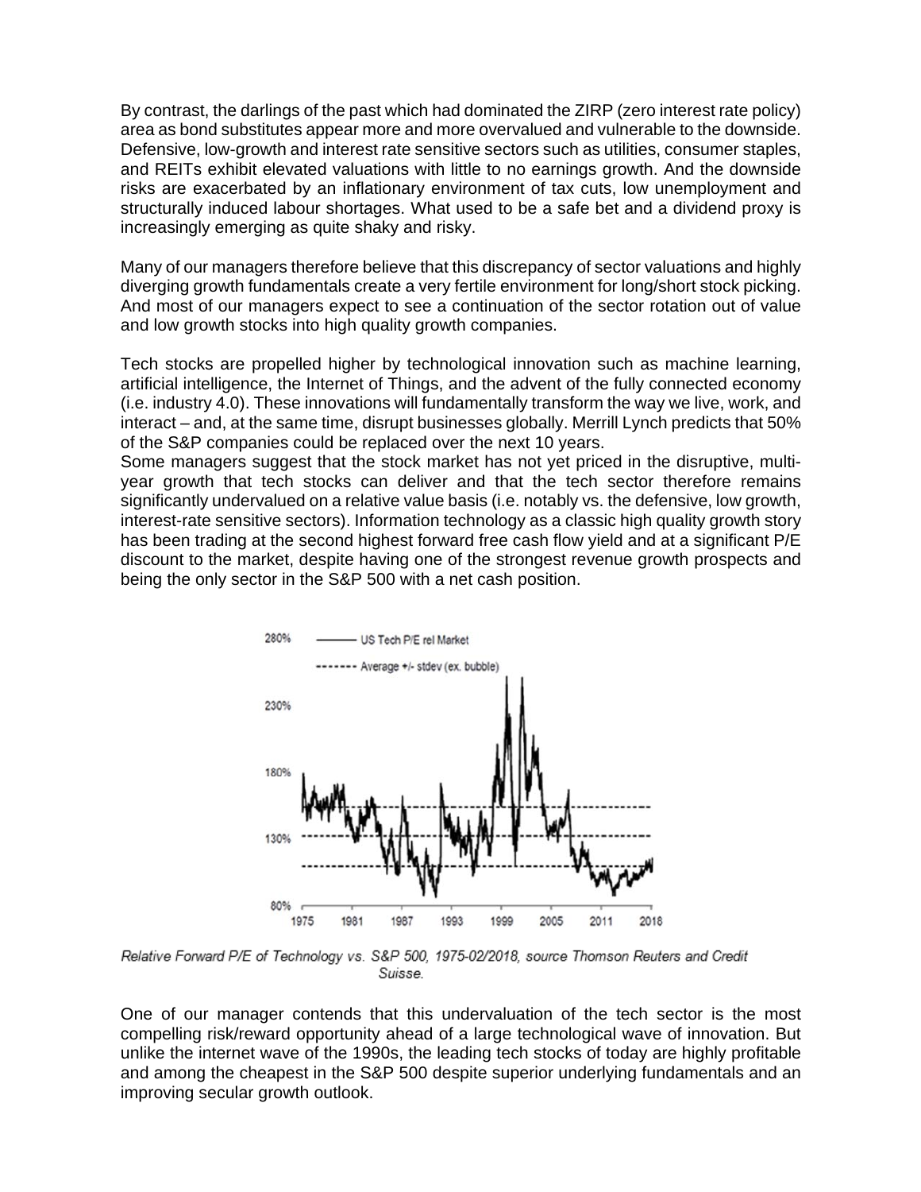By contrast, the darlings of the past which had dominated the ZIRP (zero interest rate policy) area as bond substitutes appear more and more overvalued and vulnerable to the downside. Defensive, low-growth and interest rate sensitive sectors such as utilities, consumer staples, and REITs exhibit elevated valuations with little to no earnings growth. And the downside risks are exacerbated by an inflationary environment of tax cuts, low unemployment and structurally induced labour shortages. What used to be a safe bet and a dividend proxy is increasingly emerging as quite shaky and risky.

Many of our managers therefore believe that this discrepancy of sector valuations and highly diverging growth fundamentals create a very fertile environment for long/short stock picking. And most of our managers expect to see a continuation of the sector rotation out of value and low growth stocks into high quality growth companies.

Tech stocks are propelled higher by technological innovation such as machine learning, artificial intelligence, the Internet of Things, and the advent of the fully connected economy (i.e. industry 4.0). These innovations will fundamentally transform the way we live, work, and interact – and, at the same time, disrupt businesses globally. Merrill Lynch predicts that 50% of the S&P companies could be replaced over the next 10 years.
Some managers suggest that the stock market has not yet priced in the disruptive, multi-year growth that tech stocks can deliver and that the tech sector therefore remains significantly undervalued on a relative value basis (i.e. notably vs. the defensive, low growth, interest-rate sensitive sectors). Information technology as a classic high quality growth story has been trading at the second highest forward free cash flow yield and at a significant P/E discount to the market, despite having one of the strongest revenue growth prospects and being the only sector in the S&P 500 with a net cash position.

US Tech P/E rel Market
Average +/- stdev (ex. bubble)
280%
230%
180%
130%
80%
1975 1981 1987 1993 1999 2005 2011 2018

*Relative Forward P/E of Technology vs. S&P 500, 1975-02/2018, source Thomson Reuters and Credit Suisse.*

One of our manager contends that this undervaluation of the tech sector is the most compelling risk/reward opportunity ahead of a large technological wave of innovation. But unlike the internet wave of the 1990s, the leading tech stocks of today are highly profitable and among the cheapest in the S&P 500 despite superior underlying fundamentals and an improving secular growth outlook.